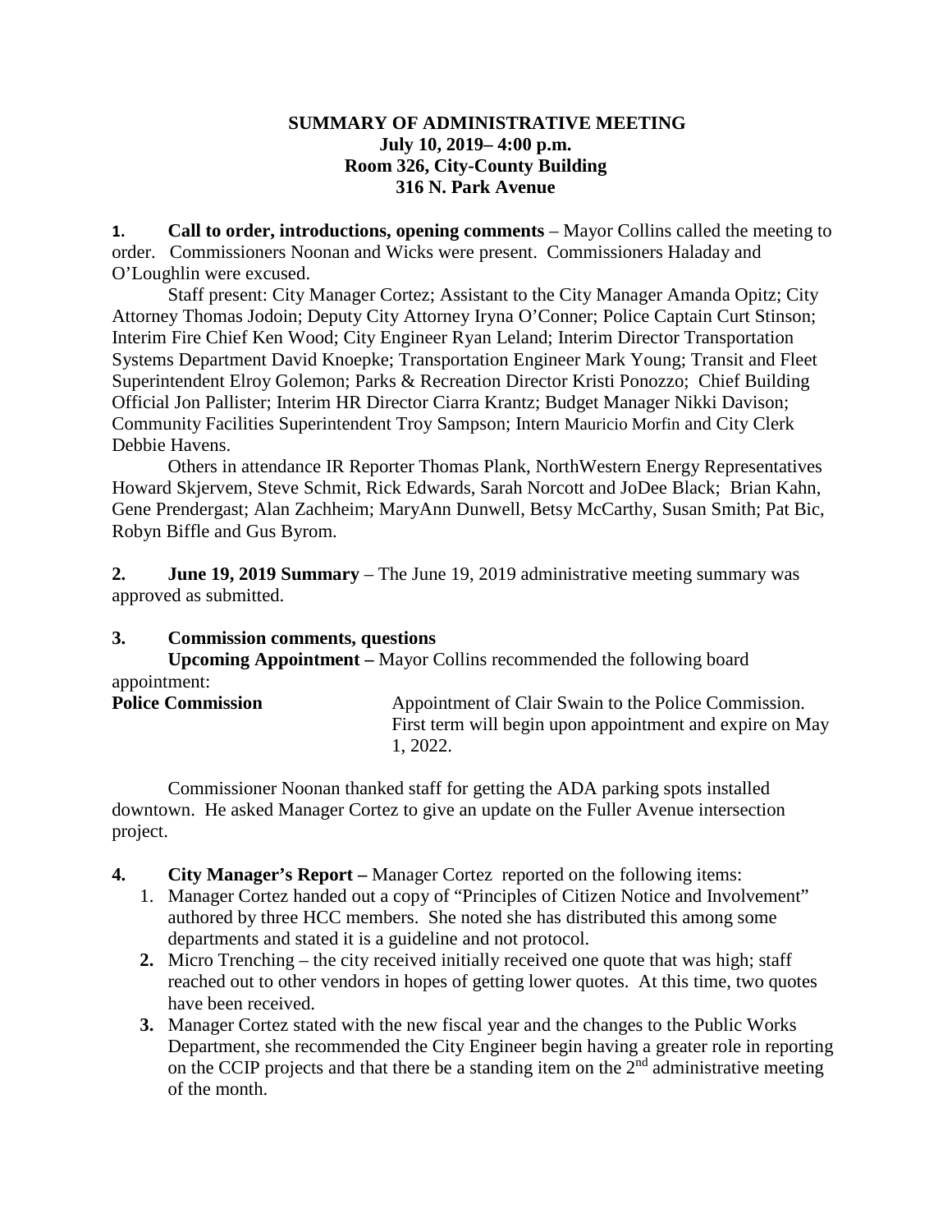**SUMMARY OF ADMINISTRATIVE MEETING**
**July 10, 2019– 4:00 p.m.**
**Room 326, City-County Building**
**316 N. Park Avenue**

**1. Call to order, introductions, opening comments** – Mayor Collins called the meeting to order. Commissioners Noonan and Wicks were present. Commissioners Haladay and O'Loughlin were excused.

Staff present: City Manager Cortez; Assistant to the City Manager Amanda Opitz; City Attorney Thomas Jodoin; Deputy City Attorney Iryna O'Conner; Police Captain Curt Stinson; Interim Fire Chief Ken Wood; City Engineer Ryan Leland; Interim Director Transportation Systems Department David Knoepke; Transportation Engineer Mark Young; Transit and Fleet Superintendent Elroy Golemon; Parks & Recreation Director Kristi Ponozzo; Chief Building Official Jon Pallister; Interim HR Director Ciarra Krantz; Budget Manager Nikki Davison; Community Facilities Superintendent Troy Sampson; Intern Mauricio Morfin and City Clerk Debbie Havens.

Others in attendance IR Reporter Thomas Plank, NorthWestern Energy Representatives Howard Skjervem, Steve Schmit, Rick Edwards, Sarah Norcott and JoDee Black; Brian Kahn, Gene Prendergast; Alan Zachheim; MaryAnn Dunwell, Betsy McCarthy, Susan Smith; Pat Bic, Robyn Biffle and Gus Byrom.

**2. June 19, 2019 Summary** – The June 19, 2019 administrative meeting summary was approved as submitted.

**3. Commission comments, questions**

**Upcoming Appointment –** Mayor Collins recommended the following board appointment:

**Police Commission** Appointment of Clair Swain to the Police Commission. First term will begin upon appointment and expire on May 1, 2022.

Commissioner Noonan thanked staff for getting the ADA parking spots installed downtown. He asked Manager Cortez to give an update on the Fuller Avenue intersection project.

**4. City Manager's Report –** Manager Cortez reported on the following items:

1. Manager Cortez handed out a copy of "Principles of Citizen Notice and Involvement" authored by three HCC members. She noted she has distributed this among some departments and stated it is a guideline and not protocol.
2. Micro Trenching – the city received initially received one quote that was high; staff reached out to other vendors in hopes of getting lower quotes. At this time, two quotes have been received.
3. Manager Cortez stated with the new fiscal year and the changes to the Public Works Department, she recommended the City Engineer begin having a greater role in reporting on the CCIP projects and that there be a standing item on the 2nd administrative meeting of the month.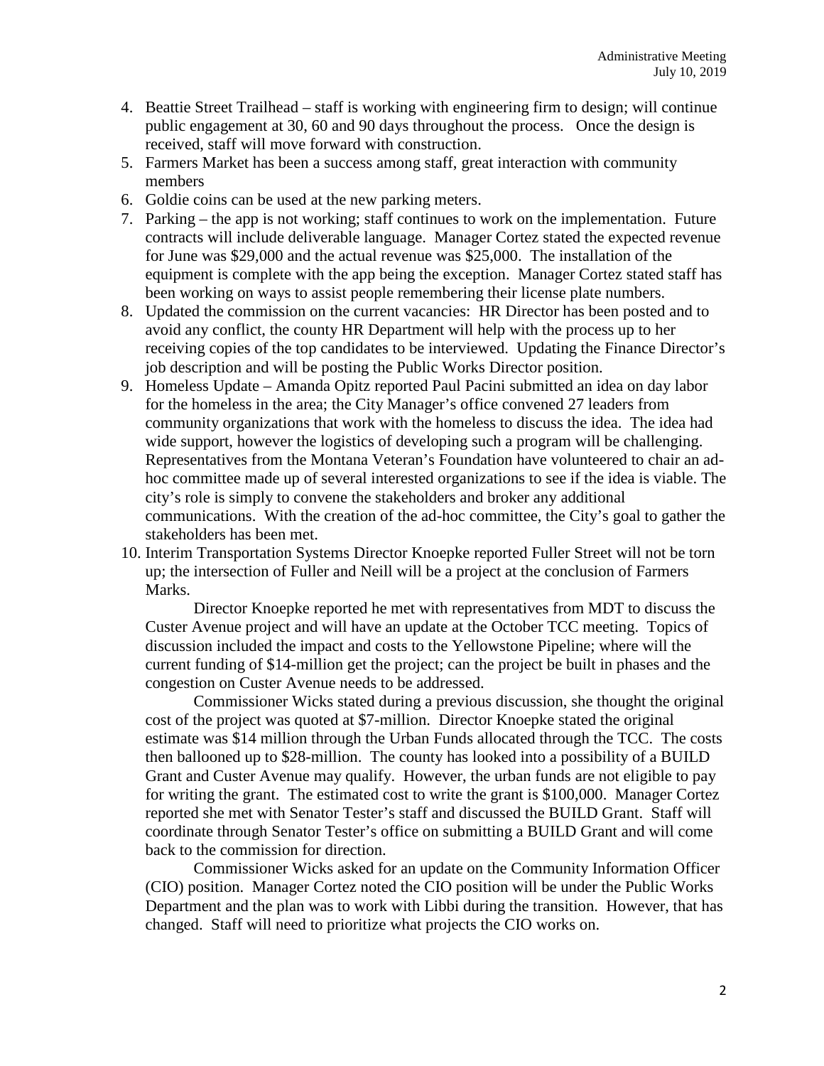4. Beattie Street Trailhead – staff is working with engineering firm to design; will continue public engagement at 30, 60 and 90 days throughout the process. Once the design is received, staff will move forward with construction.
5. Farmers Market has been a success among staff, great interaction with community members
6. Goldie coins can be used at the new parking meters.
7. Parking – the app is not working; staff continues to work on the implementation. Future contracts will include deliverable language. Manager Cortez stated the expected revenue for June was $29,000 and the actual revenue was $25,000. The installation of the equipment is complete with the app being the exception. Manager Cortez stated staff has been working on ways to assist people remembering their license plate numbers.
8. Updated the commission on the current vacancies: HR Director has been posted and to avoid any conflict, the county HR Department will help with the process up to her receiving copies of the top candidates to be interviewed. Updating the Finance Director's job description and will be posting the Public Works Director position.
9. Homeless Update – Amanda Opitz reported Paul Pacini submitted an idea on day labor for the homeless in the area; the City Manager's office convened 27 leaders from community organizations that work with the homeless to discuss the idea. The idea had wide support, however the logistics of developing such a program will be challenging. Representatives from the Montana Veteran's Foundation have volunteered to chair an ad-hoc committee made up of several interested organizations to see if the idea is viable. The city's role is simply to convene the stakeholders and broker any additional communications. With the creation of the ad-hoc committee, the City's goal to gather the stakeholders has been met.
10. Interim Transportation Systems Director Knoepke reported Fuller Street will not be torn up; the intersection of Fuller and Neill will be a project at the conclusion of Farmers Marks.

    Director Knoepke reported he met with representatives from MDT to discuss the Custer Avenue project and will have an update at the October TCC meeting. Topics of discussion included the impact and costs to the Yellowstone Pipeline; where will the current funding of $14-million get the project; can the project be built in phases and the congestion on Custer Avenue needs to be addressed.

    Commissioner Wicks stated during a previous discussion, she thought the original cost of the project was quoted at $7-million. Director Knoepke stated the original estimate was $14 million through the Urban Funds allocated through the TCC. The costs then ballooned up to $28-million. The county has looked into a possibility of a BUILD Grant and Custer Avenue may qualify. However, the urban funds are not eligible to pay for writing the grant. The estimated cost to write the grant is $100,000. Manager Cortez reported she met with Senator Tester's staff and discussed the BUILD Grant. Staff will coordinate through Senator Tester's office on submitting a BUILD Grant and will come back to the commission for direction.

    Commissioner Wicks asked for an update on the Community Information Officer (CIO) position. Manager Cortez noted the CIO position will be under the Public Works Department and the plan was to work with Libbi during the transition. However, that has changed. Staff will need to prioritize what projects the CIO works on.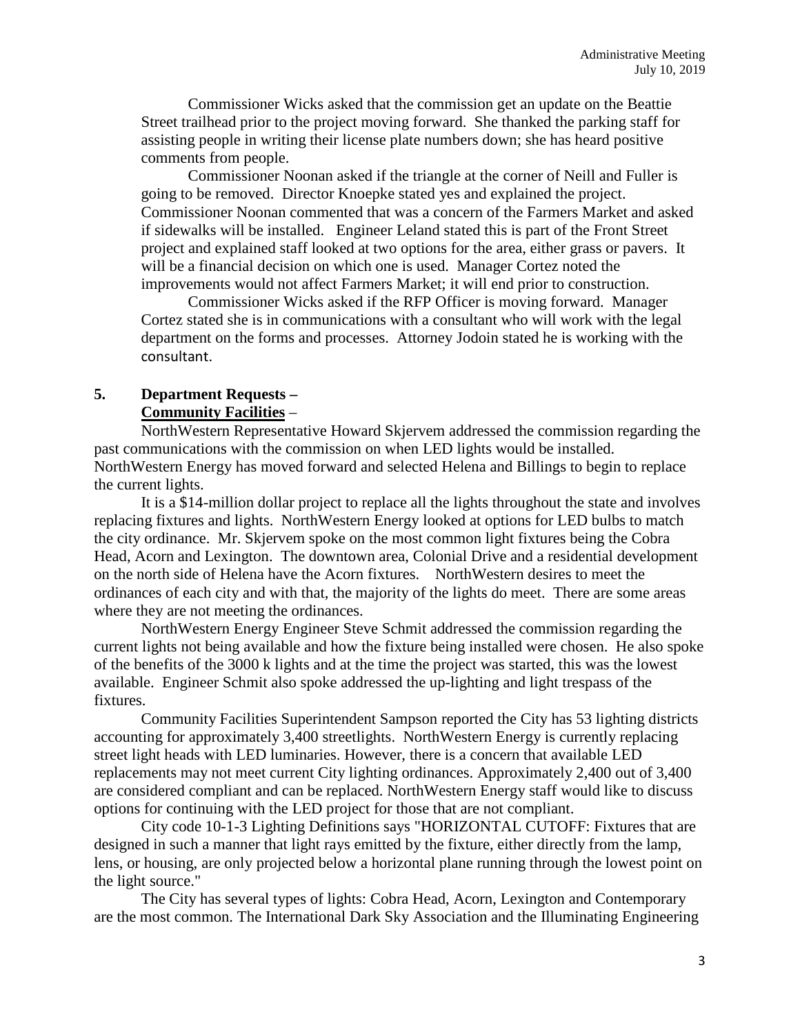Commissioner Wicks asked that the commission get an update on the Beattie Street trailhead prior to the project moving forward. She thanked the parking staff for assisting people in writing their license plate numbers down; she has heard positive comments from people.

Commissioner Noonan asked if the triangle at the corner of Neill and Fuller is going to be removed. Director Knoepke stated yes and explained the project. Commissioner Noonan commented that was a concern of the Farmers Market and asked if sidewalks will be installed. Engineer Leland stated this is part of the Front Street project and explained staff looked at two options for the area, either grass or pavers. It will be a financial decision on which one is used. Manager Cortez noted the improvements would not affect Farmers Market; it will end prior to construction.

Commissioner Wicks asked if the RFP Officer is moving forward. Manager Cortez stated she is in communications with a consultant who will work with the legal department on the forms and processes. Attorney Jodoin stated he is working with the consultant.

**5. Department Requests –**
**Community Facilities** –

NorthWestern Representative Howard Skjervem addressed the commission regarding the past communications with the commission on when LED lights would be installed. NorthWestern Energy has moved forward and selected Helena and Billings to begin to replace the current lights.

It is a $14-million dollar project to replace all the lights throughout the state and involves replacing fixtures and lights. NorthWestern Energy looked at options for LED bulbs to match the city ordinance. Mr. Skjervem spoke on the most common light fixtures being the Cobra Head, Acorn and Lexington. The downtown area, Colonial Drive and a residential development on the north side of Helena have the Acorn fixtures. NorthWestern desires to meet the ordinances of each city and with that, the majority of the lights do meet. There are some areas where they are not meeting the ordinances.

NorthWestern Energy Engineer Steve Schmit addressed the commission regarding the current lights not being available and how the fixture being installed were chosen. He also spoke of the benefits of the 3000 k lights and at the time the project was started, this was the lowest available. Engineer Schmit also spoke addressed the up-lighting and light trespass of the fixtures.

Community Facilities Superintendent Sampson reported the City has 53 lighting districts accounting for approximately 3,400 streetlights. NorthWestern Energy is currently replacing street light heads with LED luminaries. However, there is a concern that available LED replacements may not meet current City lighting ordinances. Approximately 2,400 out of 3,400 are considered compliant and can be replaced. NorthWestern Energy staff would like to discuss options for continuing with the LED project for those that are not compliant.

City code 10-1-3 Lighting Definitions says "HORIZONTAL CUTOFF: Fixtures that are designed in such a manner that light rays emitted by the fixture, either directly from the lamp, lens, or housing, are only projected below a horizontal plane running through the lowest point on the light source."

The City has several types of lights: Cobra Head, Acorn, Lexington and Contemporary are the most common. The International Dark Sky Association and the Illuminating Engineering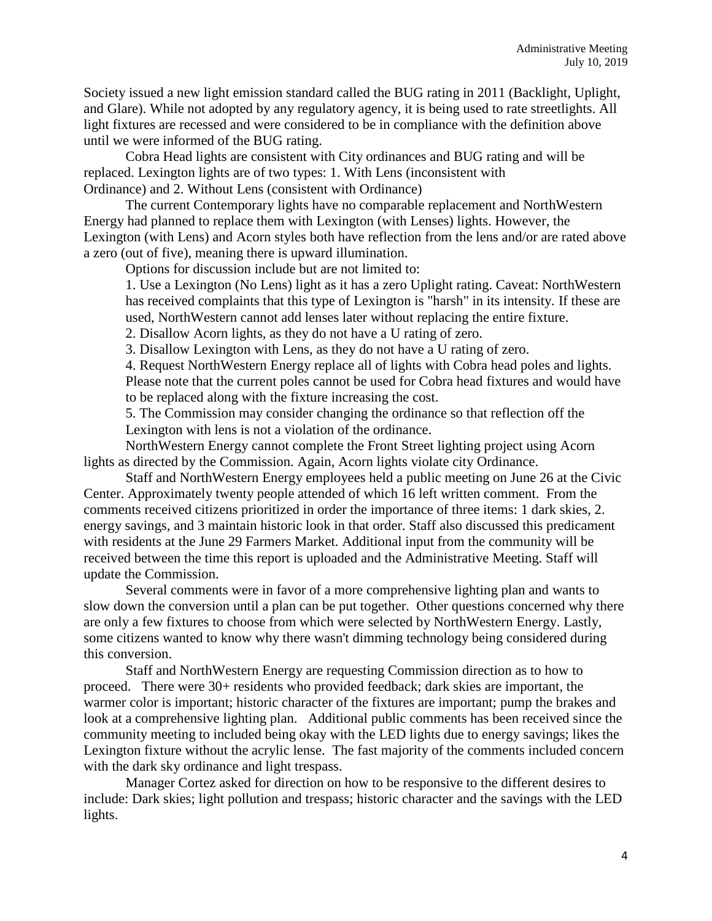Society issued a new light emission standard called the BUG rating in 2011 (Backlight, Uplight, and Glare). While not adopted by any regulatory agency, it is being used to rate streetlights. All light fixtures are recessed and were considered to be in compliance with the definition above until we were informed of the BUG rating.

Cobra Head lights are consistent with City ordinances and BUG rating and will be replaced. Lexington lights are of two types: 1. With Lens (inconsistent with Ordinance) and 2. Without Lens (consistent with Ordinance)

The current Contemporary lights have no comparable replacement and NorthWestern Energy had planned to replace them with Lexington (with Lenses) lights. However, the Lexington (with Lens) and Acorn styles both have reflection from the lens and/or are rated above a zero (out of five), meaning there is upward illumination.

Options for discussion include but are not limited to:

1. Use a Lexington (No Lens) light as it has a zero Uplight rating. Caveat: NorthWestern has received complaints that this type of Lexington is "harsh" in its intensity. If these are used, NorthWestern cannot add lenses later without replacing the entire fixture.
2. Disallow Acorn lights, as they do not have a U rating of zero.
3. Disallow Lexington with Lens, as they do not have a U rating of zero.
4. Request NorthWestern Energy replace all of lights with Cobra head poles and lights. Please note that the current poles cannot be used for Cobra head fixtures and would have to be replaced along with the fixture increasing the cost.
5. The Commission may consider changing the ordinance so that reflection off the Lexington with lens is not a violation of the ordinance.

NorthWestern Energy cannot complete the Front Street lighting project using Acorn lights as directed by the Commission. Again, Acorn lights violate city Ordinance.

Staff and NorthWestern Energy employees held a public meeting on June 26 at the Civic Center. Approximately twenty people attended of which 16 left written comment. From the comments received citizens prioritized in order the importance of three items: 1 dark skies, 2. energy savings, and 3 maintain historic look in that order. Staff also discussed this predicament with residents at the June 29 Farmers Market. Additional input from the community will be received between the time this report is uploaded and the Administrative Meeting. Staff will update the Commission.

Several comments were in favor of a more comprehensive lighting plan and wants to slow down the conversion until a plan can be put together. Other questions concerned why there are only a few fixtures to choose from which were selected by NorthWestern Energy. Lastly, some citizens wanted to know why there wasn't dimming technology being considered during this conversion.

Staff and NorthWestern Energy are requesting Commission direction as to how to proceed. There were 30+ residents who provided feedback; dark skies are important, the warmer color is important; historic character of the fixtures are important; pump the brakes and look at a comprehensive lighting plan. Additional public comments has been received since the community meeting to included being okay with the LED lights due to energy savings; likes the Lexington fixture without the acrylic lense. The fast majority of the comments included concern with the dark sky ordinance and light trespass.

Manager Cortez asked for direction on how to be responsive to the different desires to include: Dark skies; light pollution and trespass; historic character and the savings with the LED lights.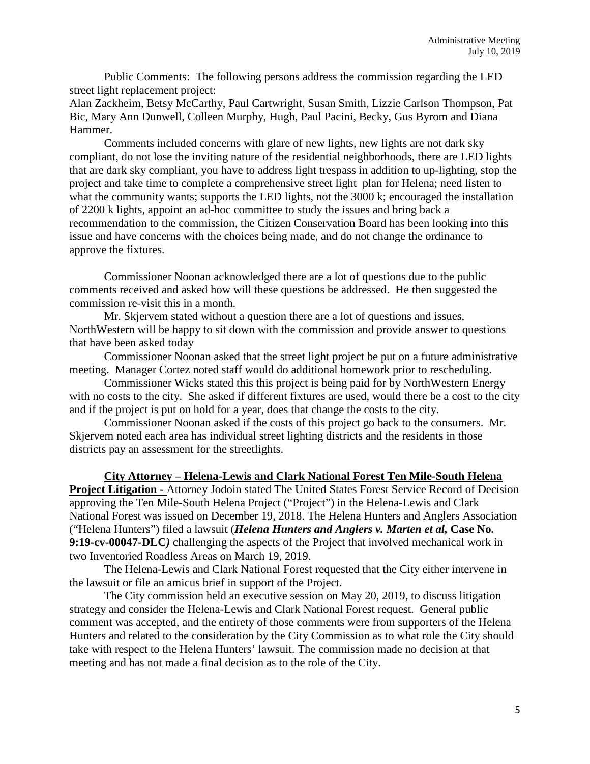Public Comments: The following persons address the commission regarding the LED street light replacement project:
Alan Zackheim, Betsy McCarthy, Paul Cartwright, Susan Smith, Lizzie Carlson Thompson, Pat Bic, Mary Ann Dunwell, Colleen Murphy, Hugh, Paul Pacini, Becky, Gus Byrom and Diana Hammer.

Comments included concerns with glare of new lights, new lights are not dark sky compliant, do not lose the inviting nature of the residential neighborhoods, there are LED lights that are dark sky compliant, you have to address light trespass in addition to up-lighting, stop the project and take time to complete a comprehensive street light plan for Helena; need listen to what the community wants; supports the LED lights, not the 3000 k; encouraged the installation of 2200 k lights, appoint an ad-hoc committee to study the issues and bring back a recommendation to the commission, the Citizen Conservation Board has been looking into this issue and have concerns with the choices being made, and do not change the ordinance to approve the fixtures.

Commissioner Noonan acknowledged there are a lot of questions due to the public comments received and asked how will these questions be addressed. He then suggested the commission re-visit this in a month.

Mr. Skjervem stated without a question there are a lot of questions and issues, NorthWestern will be happy to sit down with the commission and provide answer to questions that have been asked today

Commissioner Noonan asked that the street light project be put on a future administrative meeting. Manager Cortez noted staff would do additional homework prior to rescheduling.

Commissioner Wicks stated this this project is being paid for by NorthWestern Energy with no costs to the city. She asked if different fixtures are used, would there be a cost to the city and if the project is put on hold for a year, does that change the costs to the city.

Commissioner Noonan asked if the costs of this project go back to the consumers. Mr. Skjervem noted each area has individual street lighting districts and the residents in those districts pay an assessment for the streetlights.

**City Attorney – Helena-Lewis and Clark National Forest Ten Mile-South Helena Project Litigation -** Attorney Jodoin stated The United States Forest Service Record of Decision approving the Ten Mile-South Helena Project ("Project") in the Helena-Lewis and Clark National Forest was issued on December 19, 2018. The Helena Hunters and Anglers Association ("Helena Hunters") filed a lawsuit (***Helena Hunters and Anglers v. Marten et al,* Case No. 9:19-cv-00047-DLC*)*** challenging the aspects of the Project that involved mechanical work in two Inventoried Roadless Areas on March 19, 2019.

The Helena-Lewis and Clark National Forest requested that the City either intervene in the lawsuit or file an amicus brief in support of the Project.

The City commission held an executive session on May 20, 2019, to discuss litigation strategy and consider the Helena-Lewis and Clark National Forest request. General public comment was accepted, and the entirety of those comments were from supporters of the Helena Hunters and related to the consideration by the City Commission as to what role the City should take with respect to the Helena Hunters' lawsuit. The commission made no decision at that meeting and has not made a final decision as to the role of the City.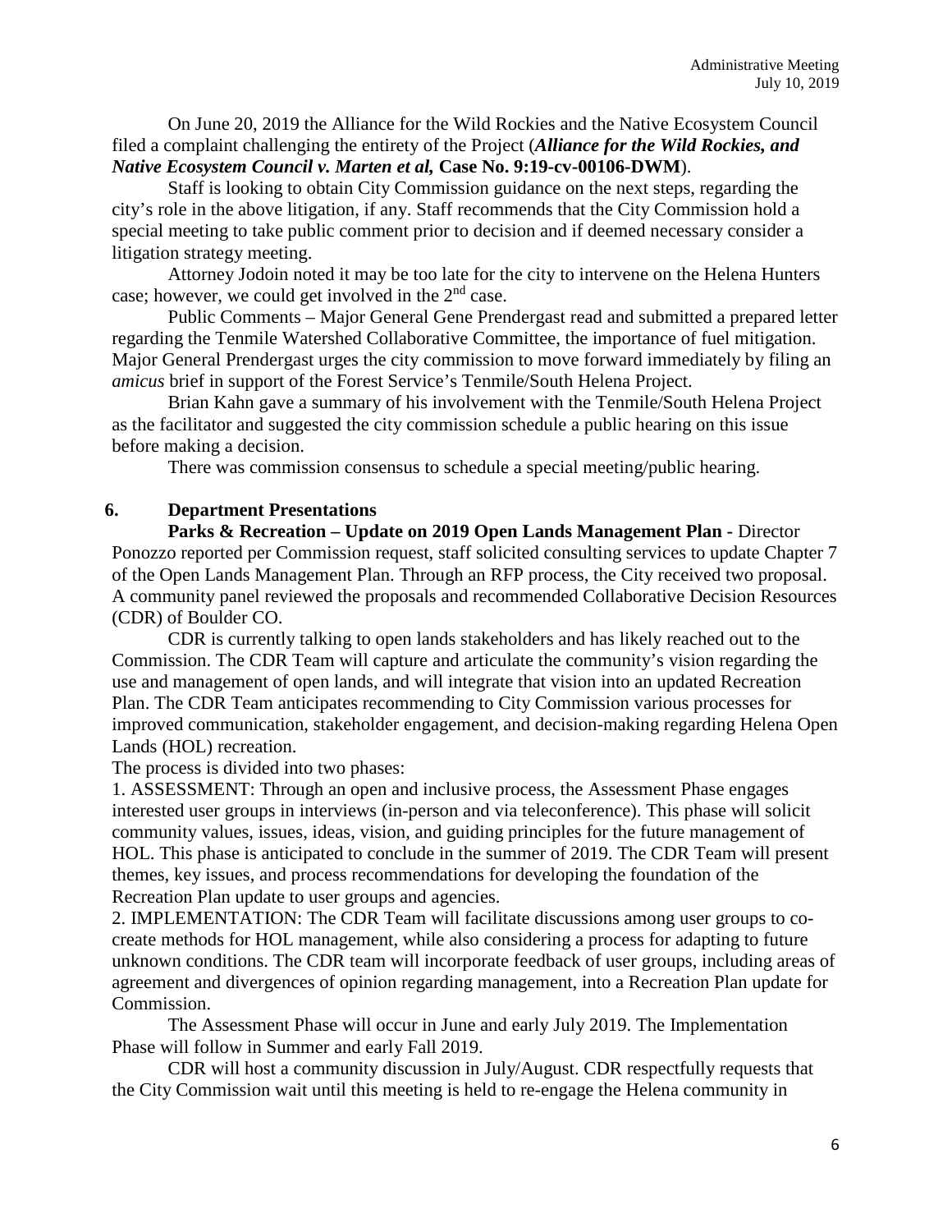On June 20, 2019 the Alliance for the Wild Rockies and the Native Ecosystem Council filed a complaint challenging the entirety of the Project (***Alliance for the Wild Rockies, and Native Ecosystem Council v. Marten et al,*** **Case No. 9:19-cv-00106-DWM**).

Staff is looking to obtain City Commission guidance on the next steps, regarding the city's role in the above litigation, if any. Staff recommends that the City Commission hold a special meeting to take public comment prior to decision and if deemed necessary consider a litigation strategy meeting.

Attorney Jodoin noted it may be too late for the city to intervene on the Helena Hunters case; however, we could get involved in the 2nd case.

Public Comments – Major General Gene Prendergast read and submitted a prepared letter regarding the Tenmile Watershed Collaborative Committee, the importance of fuel mitigation. Major General Prendergast urges the city commission to move forward immediately by filing an *amicus* brief in support of the Forest Service's Tenmile/South Helena Project.

Brian Kahn gave a summary of his involvement with the Tenmile/South Helena Project as the facilitator and suggested the city commission schedule a public hearing on this issue before making a decision.

There was commission consensus to schedule a special meeting/public hearing.

## 6. Department Presentations

**Parks & Recreation – Update on 2019 Open Lands Management Plan -** Director Ponozzo reported per Commission request, staff solicited consulting services to update Chapter 7 of the Open Lands Management Plan. Through an RFP process, the City received two proposal. A community panel reviewed the proposals and recommended Collaborative Decision Resources (CDR) of Boulder CO.

CDR is currently talking to open lands stakeholders and has likely reached out to the Commission. The CDR Team will capture and articulate the community's vision regarding the use and management of open lands, and will integrate that vision into an updated Recreation Plan. The CDR Team anticipates recommending to City Commission various processes for improved communication, stakeholder engagement, and decision-making regarding Helena Open Lands (HOL) recreation.

The process is divided into two phases:

1. ASSESSMENT: Through an open and inclusive process, the Assessment Phase engages interested user groups in interviews (in-person and via teleconference). This phase will solicit community values, issues, ideas, vision, and guiding principles for the future management of HOL. This phase is anticipated to conclude in the summer of 2019. The CDR Team will present themes, key issues, and process recommendations for developing the foundation of the Recreation Plan update to user groups and agencies.
2. IMPLEMENTATION: The CDR Team will facilitate discussions among user groups to co-create methods for HOL management, while also considering a process for adapting to future unknown conditions. The CDR team will incorporate feedback of user groups, including areas of agreement and divergences of opinion regarding management, into a Recreation Plan update for Commission.

The Assessment Phase will occur in June and early July 2019. The Implementation Phase will follow in Summer and early Fall 2019.

CDR will host a community discussion in July/August. CDR respectfully requests that the City Commission wait until this meeting is held to re-engage the Helena community in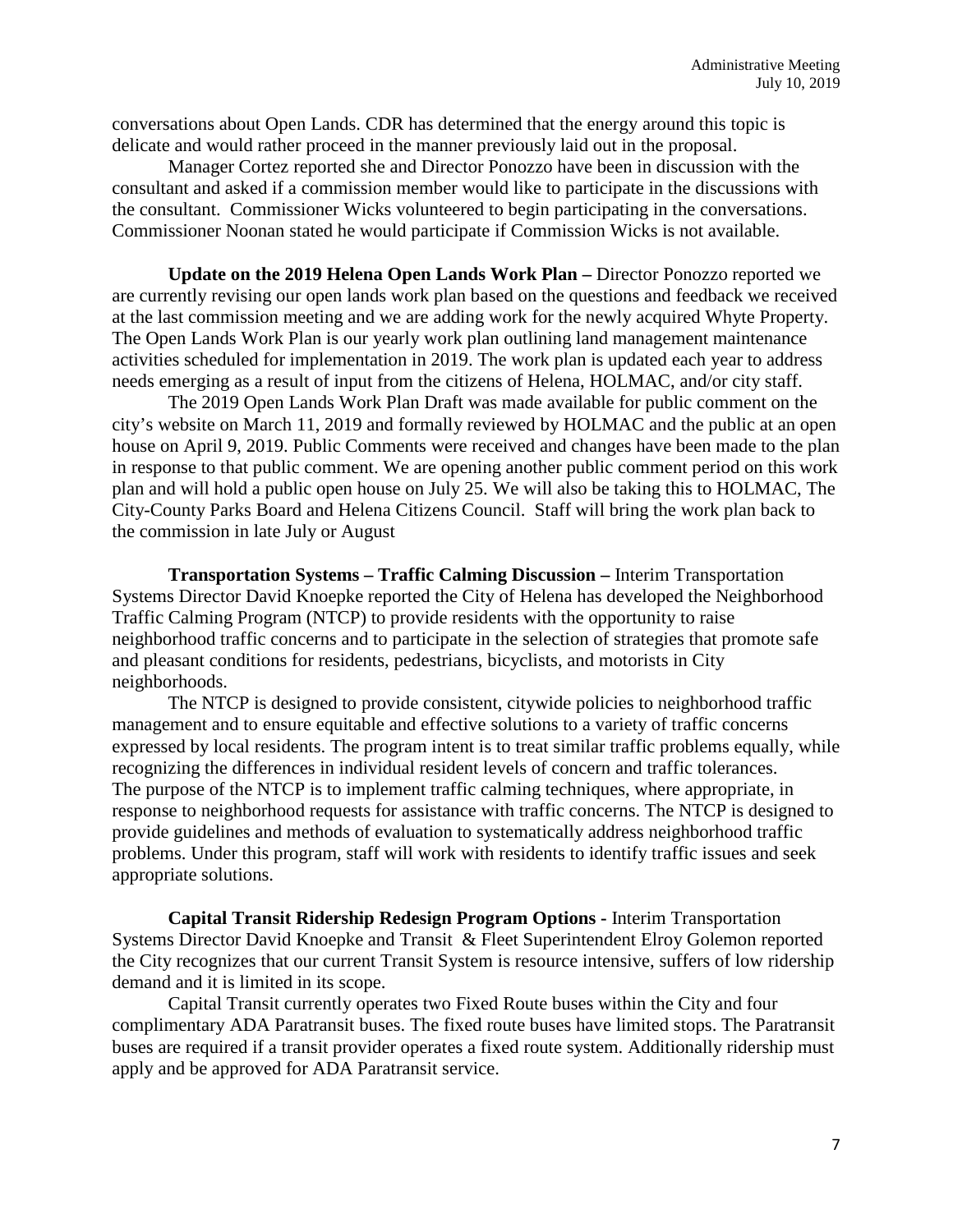conversations about Open Lands. CDR has determined that the energy around this topic is delicate and would rather proceed in the manner previously laid out in the proposal.

Manager Cortez reported she and Director Ponozzo have been in discussion with the consultant and asked if a commission member would like to participate in the discussions with the consultant. Commissioner Wicks volunteered to begin participating in the conversations. Commissioner Noonan stated he would participate if Commission Wicks is not available.

**Update on the 2019 Helena Open Lands Work Plan –** Director Ponozzo reported we are currently revising our open lands work plan based on the questions and feedback we received at the last commission meeting and we are adding work for the newly acquired Whyte Property. The Open Lands Work Plan is our yearly work plan outlining land management maintenance activities scheduled for implementation in 2019. The work plan is updated each year to address needs emerging as a result of input from the citizens of Helena, HOLMAC, and/or city staff.

The 2019 Open Lands Work Plan Draft was made available for public comment on the city's website on March 11, 2019 and formally reviewed by HOLMAC and the public at an open house on April 9, 2019. Public Comments were received and changes have been made to the plan in response to that public comment. We are opening another public comment period on this work plan and will hold a public open house on July 25. We will also be taking this to HOLMAC, The City-County Parks Board and Helena Citizens Council. Staff will bring the work plan back to the commission in late July or August

**Transportation Systems – Traffic Calming Discussion –** Interim Transportation Systems Director David Knoepke reported the City of Helena has developed the Neighborhood Traffic Calming Program (NTCP) to provide residents with the opportunity to raise neighborhood traffic concerns and to participate in the selection of strategies that promote safe and pleasant conditions for residents, pedestrians, bicyclists, and motorists in City neighborhoods.

The NTCP is designed to provide consistent, citywide policies to neighborhood traffic management and to ensure equitable and effective solutions to a variety of traffic concerns expressed by local residents. The program intent is to treat similar traffic problems equally, while recognizing the differences in individual resident levels of concern and traffic tolerances. The purpose of the NTCP is to implement traffic calming techniques, where appropriate, in response to neighborhood requests for assistance with traffic concerns. The NTCP is designed to provide guidelines and methods of evaluation to systematically address neighborhood traffic problems. Under this program, staff will work with residents to identify traffic issues and seek appropriate solutions.

**Capital Transit Ridership Redesign Program Options -** Interim Transportation Systems Director David Knoepke and Transit & Fleet Superintendent Elroy Golemon reported the City recognizes that our current Transit System is resource intensive, suffers of low ridership demand and it is limited in its scope.

Capital Transit currently operates two Fixed Route buses within the City and four complimentary ADA Paratransit buses. The fixed route buses have limited stops. The Paratransit buses are required if a transit provider operates a fixed route system. Additionally ridership must apply and be approved for ADA Paratransit service.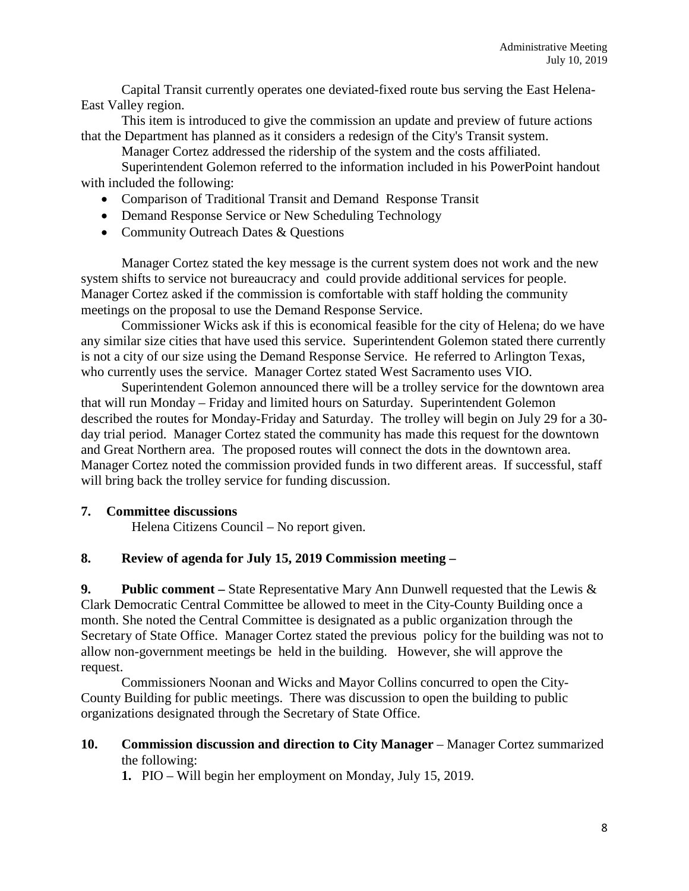Capital Transit currently operates one deviated-fixed route bus serving the East Helena-East Valley region.

This item is introduced to give the commission an update and preview of future actions that the Department has planned as it considers a redesign of the City's Transit system.

Manager Cortez addressed the ridership of the system and the costs affiliated.

Superintendent Golemon referred to the information included in his PowerPoint handout with included the following:

- Comparison of Traditional Transit and Demand Response Transit
- Demand Response Service or New Scheduling Technology
- Community Outreach Dates & Questions

Manager Cortez stated the key message is the current system does not work and the new system shifts to service not bureaucracy and could provide additional services for people. Manager Cortez asked if the commission is comfortable with staff holding the community meetings on the proposal to use the Demand Response Service.

Commissioner Wicks ask if this is economical feasible for the city of Helena; do we have any similar size cities that have used this service. Superintendent Golemon stated there currently is not a city of our size using the Demand Response Service. He referred to Arlington Texas, who currently uses the service. Manager Cortez stated West Sacramento uses VIO.

Superintendent Golemon announced there will be a trolley service for the downtown area that will run Monday – Friday and limited hours on Saturday. Superintendent Golemon described the routes for Monday-Friday and Saturday. The trolley will begin on July 29 for a 30-day trial period. Manager Cortez stated the community has made this request for the downtown and Great Northern area. The proposed routes will connect the dots in the downtown area. Manager Cortez noted the commission provided funds in two different areas. If successful, staff will bring back the trolley service for funding discussion.

**7. Committee discussions**

Helena Citizens Council – No report given.

**8. Review of agenda for July 15, 2019 Commission meeting –**

**9. Public comment –** State Representative Mary Ann Dunwell requested that the Lewis & Clark Democratic Central Committee be allowed to meet in the City-County Building once a month. She noted the Central Committee is designated as a public organization through the Secretary of State Office. Manager Cortez stated the previous policy for the building was not to allow non-government meetings be held in the building. However, she will approve the request.

Commissioners Noonan and Wicks and Mayor Collins concurred to open the City-County Building for public meetings. There was discussion to open the building to public organizations designated through the Secretary of State Office.

**10. Commission discussion and direction to City Manager** – Manager Cortez summarized the following:

**1.** PIO – Will begin her employment on Monday, July 15, 2019.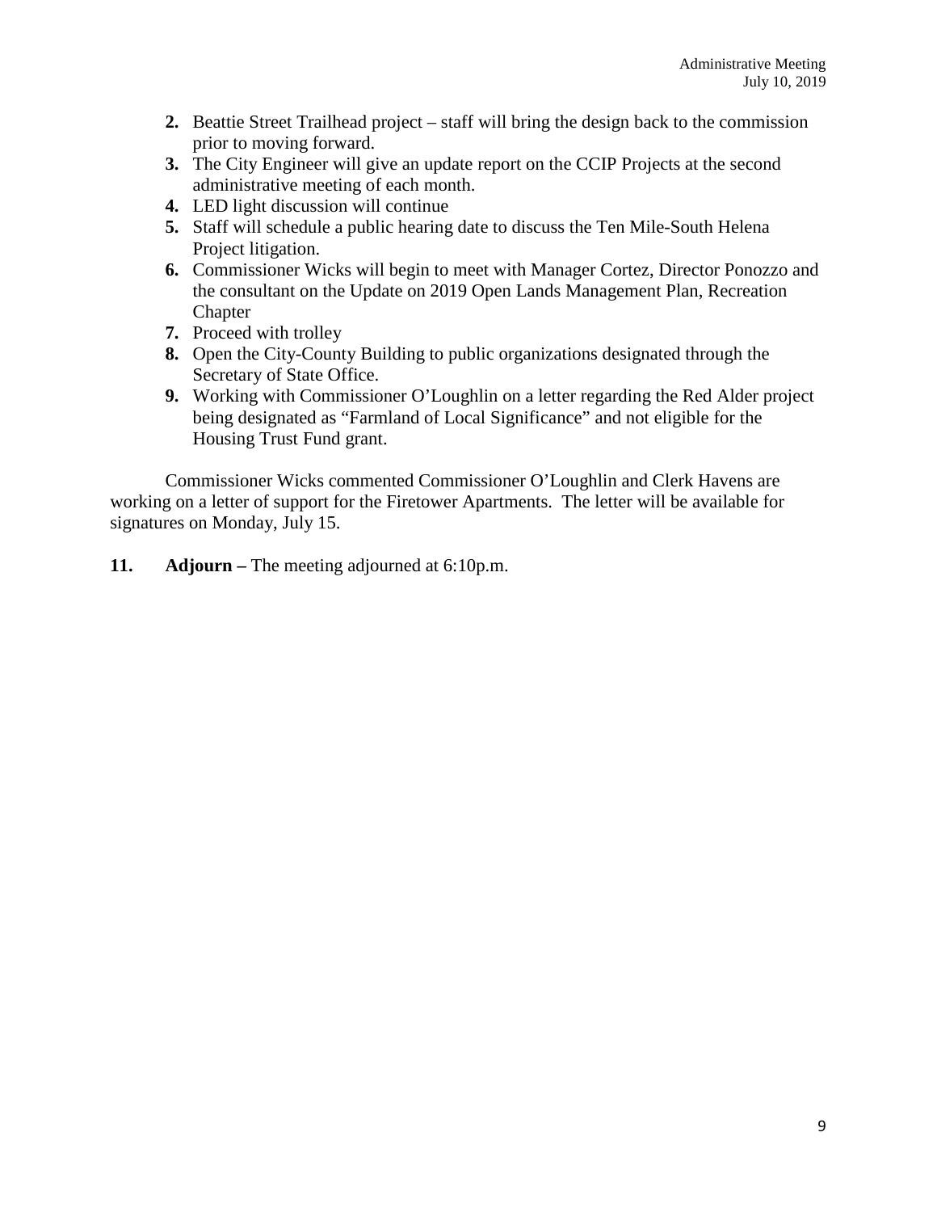2. Beattie Street Trailhead project – staff will bring the design back to the commission prior to moving forward.
3. The City Engineer will give an update report on the CCIP Projects at the second administrative meeting of each month.
4. LED light discussion will continue
5. Staff will schedule a public hearing date to discuss the Ten Mile-South Helena Project litigation.
6. Commissioner Wicks will begin to meet with Manager Cortez, Director Ponozzo and the consultant on the Update on 2019 Open Lands Management Plan, Recreation Chapter
7. Proceed with trolley
8. Open the City-County Building to public organizations designated through the Secretary of State Office.
9. Working with Commissioner O'Loughlin on a letter regarding the Red Alder project being designated as "Farmland of Local Significance" and not eligible for the Housing Trust Fund grant.

Commissioner Wicks commented Commissioner O'Loughlin and Clerk Havens are working on a letter of support for the Firetower Apartments. The letter will be available for signatures on Monday, July 15.

**11. Adjourn –** The meeting adjourned at 6:10p.m.